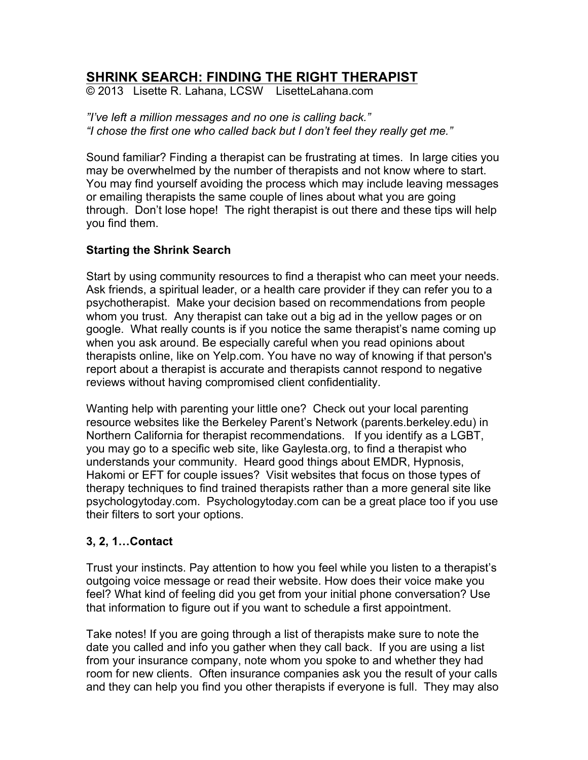# SHRINK SEARCH: FINDING THE RIGHT THERAPIST

© 2013 Lisette R. Lahana, LCSW LisetteLahana.com

*"I've left a million messages and no one is calling back."*
*"I chose the first one who called back but I don't feel they really get me."*

Sound familiar? Finding a therapist can be frustrating at times. In large cities you may be overwhelmed by the number of therapists and not know where to start. You may find yourself avoiding the process which may include leaving messages or emailing therapists the same couple of lines about what you are going through. Don't lose hope! The right therapist is out there and these tips will help you find them.

## Starting the Shrink Search

Start by using community resources to find a therapist who can meet your needs. Ask friends, a spiritual leader, or a health care provider if they can refer you to a psychotherapist. Make your decision based on recommendations from people whom you trust. Any therapist can take out a big ad in the yellow pages or on google. What really counts is if you notice the same therapist's name coming up when you ask around. Be especially careful when you read opinions about therapists online, like on Yelp.com. You have no way of knowing if that person's report about a therapist is accurate and therapists cannot respond to negative reviews without having compromised client confidentiality.

Wanting help with parenting your little one? Check out your local parenting resource websites like the Berkeley Parent's Network (parents.berkeley.edu) in Northern California for therapist recommendations. If you identify as a LGBT, you may go to a specific web site, like Gaylesta.org, to find a therapist who understands your community. Heard good things about EMDR, Hypnosis, Hakomi or EFT for couple issues? Visit websites that focus on those types of therapy techniques to find trained therapists rather than a more general site like psychologytoday.com. Psychologytoday.com can be a great place too if you use their filters to sort your options.

## 3, 2, 1…Contact

Trust your instincts. Pay attention to how you feel while you listen to a therapist's outgoing voice message or read their website. How does their voice make you feel? What kind of feeling did you get from your initial phone conversation? Use that information to figure out if you want to schedule a first appointment.

Take notes! If you are going through a list of therapists make sure to note the date you called and info you gather when they call back. If you are using a list from your insurance company, note whom you spoke to and whether they had room for new clients. Often insurance companies ask you the result of your calls and they can help you find you other therapists if everyone is full. They may also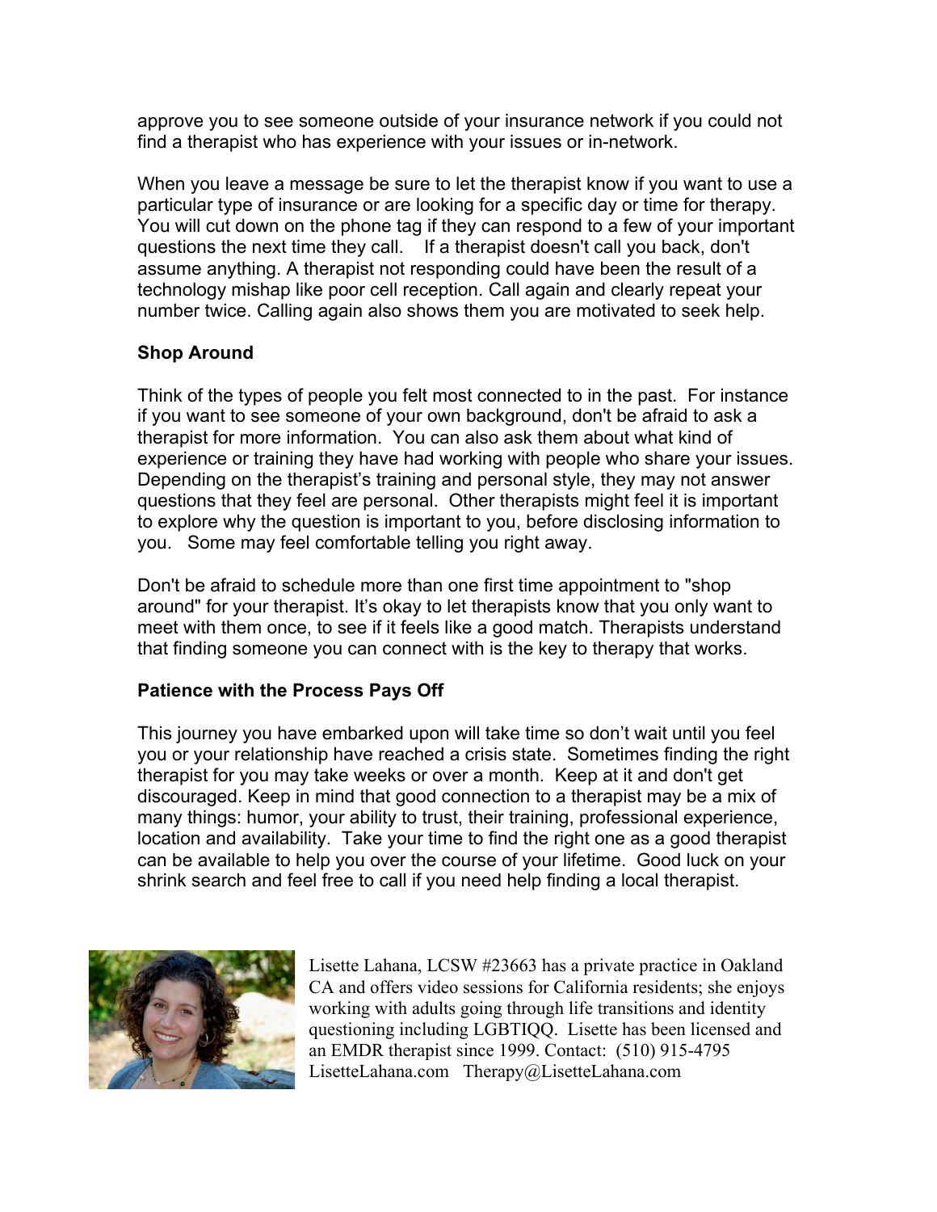approve you to see someone outside of your insurance network if you could not find a therapist who has experience with your issues or in-network.

When you leave a message be sure to let the therapist know if you want to use a particular type of insurance or are looking for a specific day or time for therapy. You will cut down on the phone tag if they can respond to a few of your important questions the next time they call. If a therapist doesn't call you back, don't assume anything. A therapist not responding could have been the result of a technology mishap like poor cell reception. Call again and clearly repeat your number twice. Calling again also shows them you are motivated to seek help.

**Shop Around**

Think of the types of people you felt most connected to in the past. For instance if you want to see someone of your own background, don't be afraid to ask a therapist for more information. You can also ask them about what kind of experience or training they have had working with people who share your issues. Depending on the therapist's training and personal style, they may not answer questions that they feel are personal. Other therapists might feel it is important to explore why the question is important to you, before disclosing information to you. Some may feel comfortable telling you right away.

Don't be afraid to schedule more than one first time appointment to "shop around" for your therapist. It's okay to let therapists know that you only want to meet with them once, to see if it feels like a good match. Therapists understand that finding someone you can connect with is the key to therapy that works.

**Patience with the Process Pays Off**

This journey you have embarked upon will take time so don't wait until you feel you or your relationship have reached a crisis state. Sometimes finding the right therapist for you may take weeks or over a month. Keep at it and don't get discouraged. Keep in mind that good connection to a therapist may be a mix of many things: humor, your ability to trust, their training, professional experience, location and availability. Take your time to find the right one as a good therapist can be available to help you over the course of your lifetime. Good luck on your shrink search and feel free to call if you need help finding a local therapist.

Lisette Lahana, LCSW #23663 has a private practice in Oakland CA and offers video sessions for California residents; she enjoys working with adults going through life transitions and identity questioning including LGBTIQQ. Lisette has been licensed and an EMDR therapist since 1999. Contact: (510) 915-4795 LisetteLahana.com Therapy@LisetteLahana.com